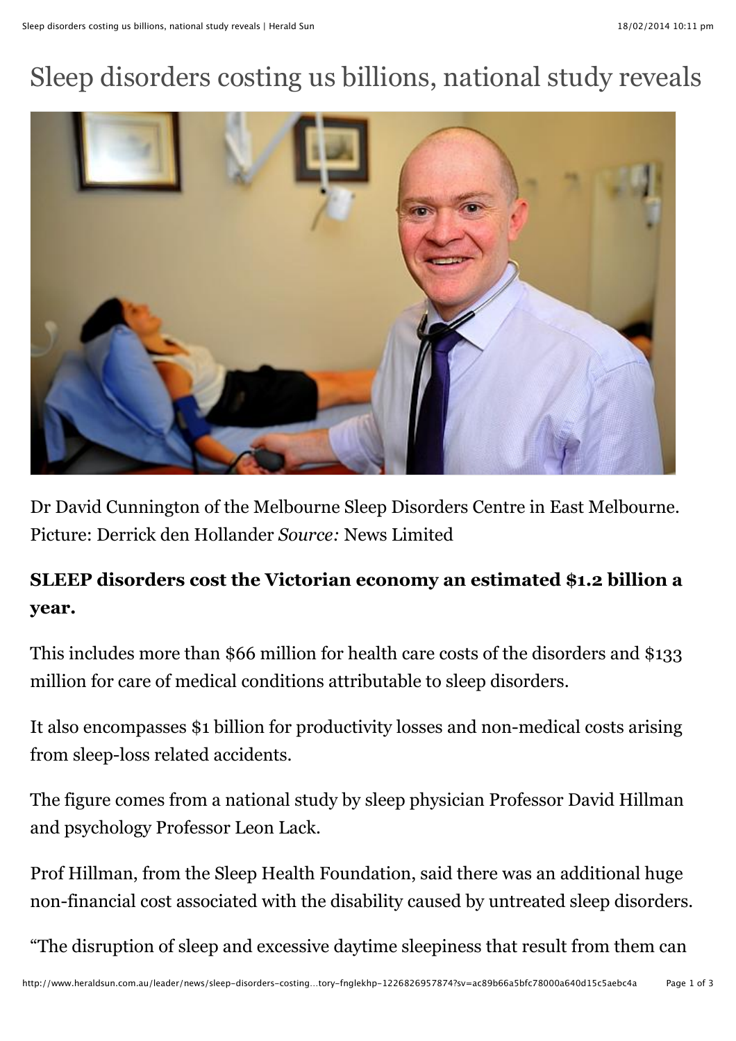# Sleep disorders costing us billions, national study reveals

Dr David Cunnington of the Melbourne Sleep Disorders Centre in East Melbourne. Picture: Derrick den Hollander *Source:* News Limited

**SLEEP disorders cost the Victorian economy an estimated $1.2 billion a year.**

This includes more than $66 million for health care costs of the disorders and $133 million for care of medical conditions attributable to sleep disorders.

It also encompasses $1 billion for productivity losses and non-medical costs arising from sleep-loss related accidents.

The figure comes from a national study by sleep physician Professor David Hillman and psychology Professor Leon Lack.

Prof Hillman, from the Sleep Health Foundation, said there was an additional huge non-financial cost associated with the disability caused by untreated sleep disorders.

"The disruption of sleep and excessive daytime sleepiness that result from them can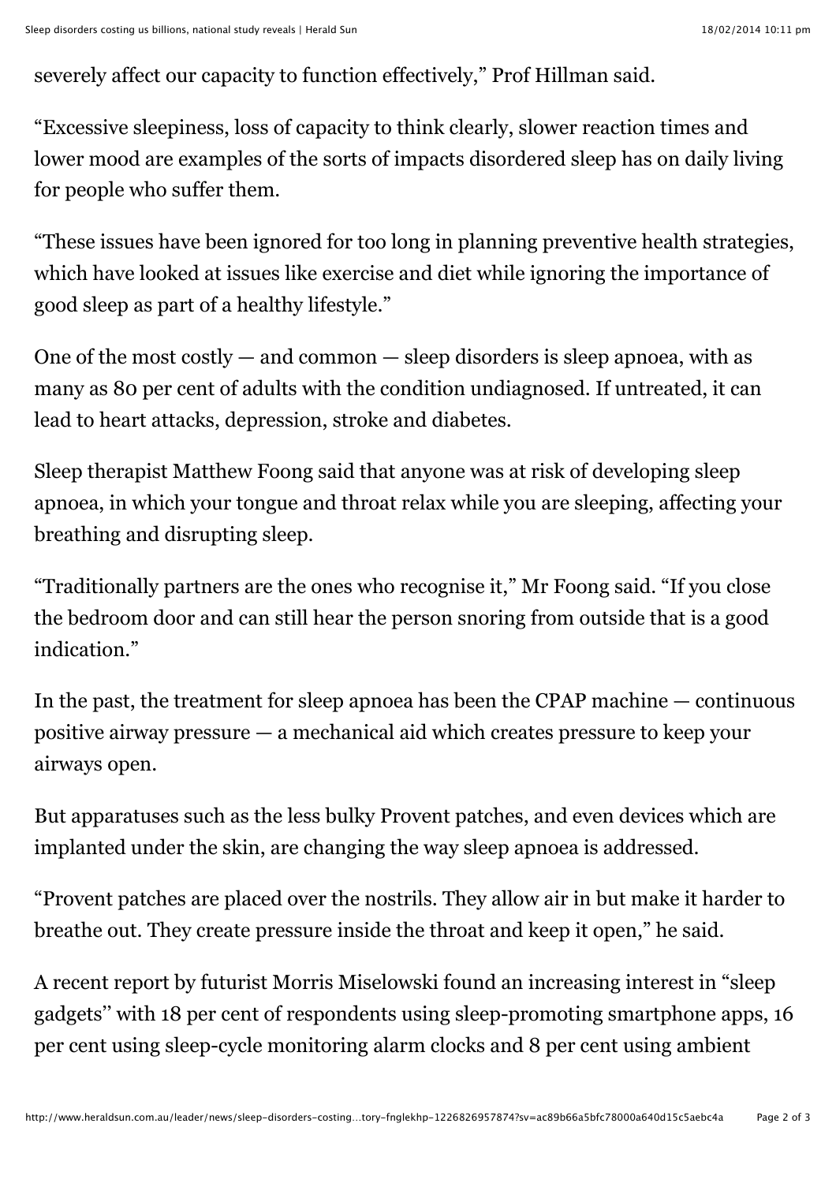severely affect our capacity to function effectively," Prof Hillman said.

"Excessive sleepiness, loss of capacity to think clearly, slower reaction times and lower mood are examples of the sorts of impacts disordered sleep has on daily living for people who suffer them.

"These issues have been ignored for too long in planning preventive health strategies, which have looked at issues like exercise and diet while ignoring the importance of good sleep as part of a healthy lifestyle."

One of the most costly — and common — sleep disorders is sleep apnoea, with as many as 80 per cent of adults with the condition undiagnosed. If untreated, it can lead to heart attacks, depression, stroke and diabetes.

Sleep therapist Matthew Foong said that anyone was at risk of developing sleep apnoea, in which your tongue and throat relax while you are sleeping, affecting your breathing and disrupting sleep.

"Traditionally partners are the ones who recognise it," Mr Foong said. "If you close the bedroom door and can still hear the person snoring from outside that is a good indication."

In the past, the treatment for sleep apnoea has been the CPAP machine — continuous positive airway pressure — a mechanical aid which creates pressure to keep your airways open.

But apparatuses such as the less bulky Provent patches, and even devices which are implanted under the skin, are changing the way sleep apnoea is addressed.

"Provent patches are placed over the nostrils. They allow air in but make it harder to breathe out. They create pressure inside the throat and keep it open," he said.

A recent report by futurist Morris Miselowski found an increasing interest in "sleep gadgets" with 18 per cent of respondents using sleep-promoting smartphone apps, 16 per cent using sleep-cycle monitoring alarm clocks and 8 per cent using ambient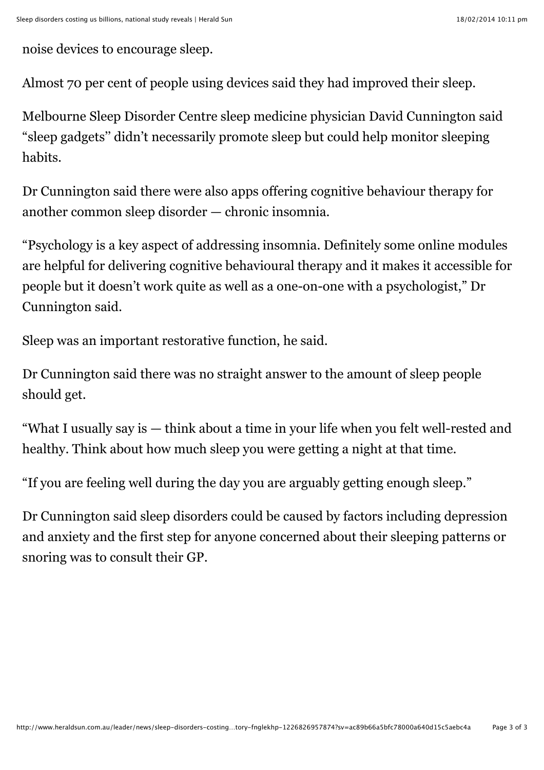noise devices to encourage sleep.

Almost 70 per cent of people using devices said they had improved their sleep.

Melbourne Sleep Disorder Centre sleep medicine physician David Cunnington said "sleep gadgets" didn't necessarily promote sleep but could help monitor sleeping habits.

Dr Cunnington said there were also apps offering cognitive behaviour therapy for another common sleep disorder — chronic insomnia.

"Psychology is a key aspect of addressing insomnia. Definitely some online modules are helpful for delivering cognitive behavioural therapy and it makes it accessible for people but it doesn't work quite as well as a one-on-one with a psychologist," Dr Cunnington said.

Sleep was an important restorative function, he said.

Dr Cunnington said there was no straight answer to the amount of sleep people should get.

"What I usually say is — think about a time in your life when you felt well-rested and healthy. Think about how much sleep you were getting a night at that time.

"If you are feeling well during the day you are arguably getting enough sleep."

Dr Cunnington said sleep disorders could be caused by factors including depression and anxiety and the first step for anyone concerned about their sleeping patterns or snoring was to consult their GP.